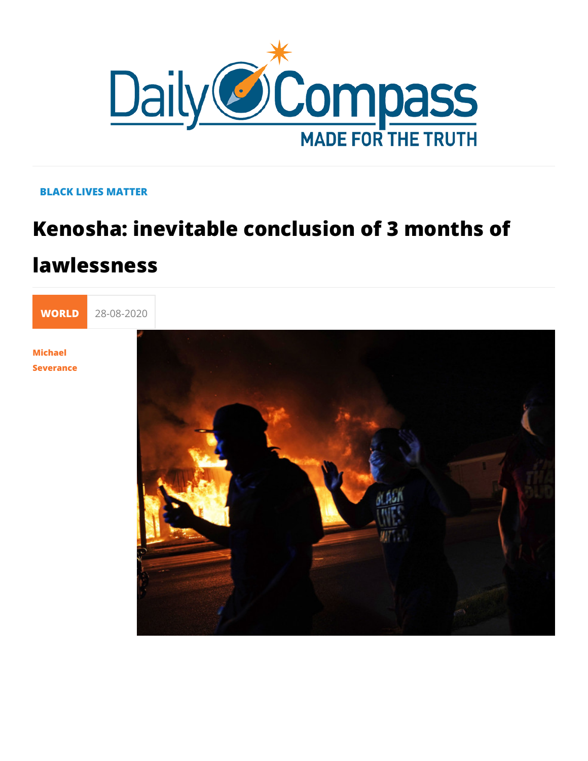BLACK LIVES MATTER

# Kenosha: inevitable conclusion of 3 months of lawlessness

**WORLD** 28-08-2020

**Michael Severance**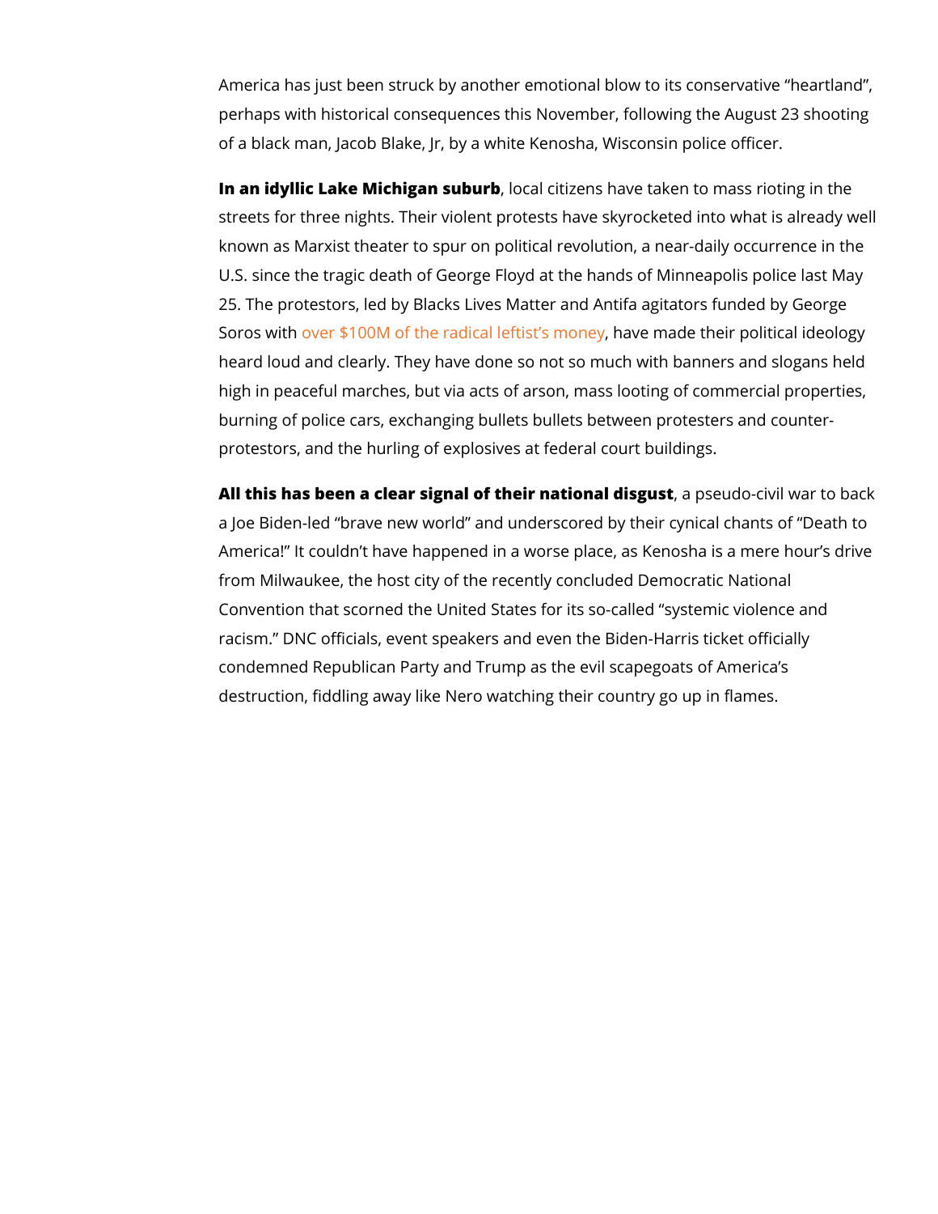America has just been struck by another emotional blow to its conservative “heartland”, perhaps with historical consequences this November, following the August 23 shooting of a black man, Jacob Blake, Jr, by a white Kenosha, Wisconsin police officer.

**In an idyllic Lake Michigan suburb**, local citizens have taken to mass rioting in the streets for three nights. Their violent protests have skyrocketed into what is already well known as Marxist theater to spur on political revolution, a near-daily occurrence in the U.S. since the tragic death of George Floyd at the hands of Minneapolis police last May 25. The protestors, led by Blacks Lives Matter and Antifa agitators funded by George Soros with over $100M of the radical leftist’s money, have made their political ideology heard loud and clearly. They have done so not so much with banners and slogans held high in peaceful marches, but via acts of arson, mass looting of commercial properties, burning of police cars, exchanging bullets bullets between protesters and counter-protestors, and the hurling of explosives at federal court buildings.

**All this has been a clear signal of their national disgust**, a pseudo-civil war to back a Joe Biden-led “brave new world” and underscored by their cynical chants of “Death to America!” It couldn’t have happened in a worse place, as Kenosha is a mere hour’s drive from Milwaukee, the host city of the recently concluded Democratic National Convention that scorned the United States for its so-called “systemic violence and racism.” DNC officials, event speakers and even the Biden-Harris ticket officially condemned Republican Party and Trump as the evil scapegoats of America’s destruction, fiddling away like Nero watching their country go up in flames.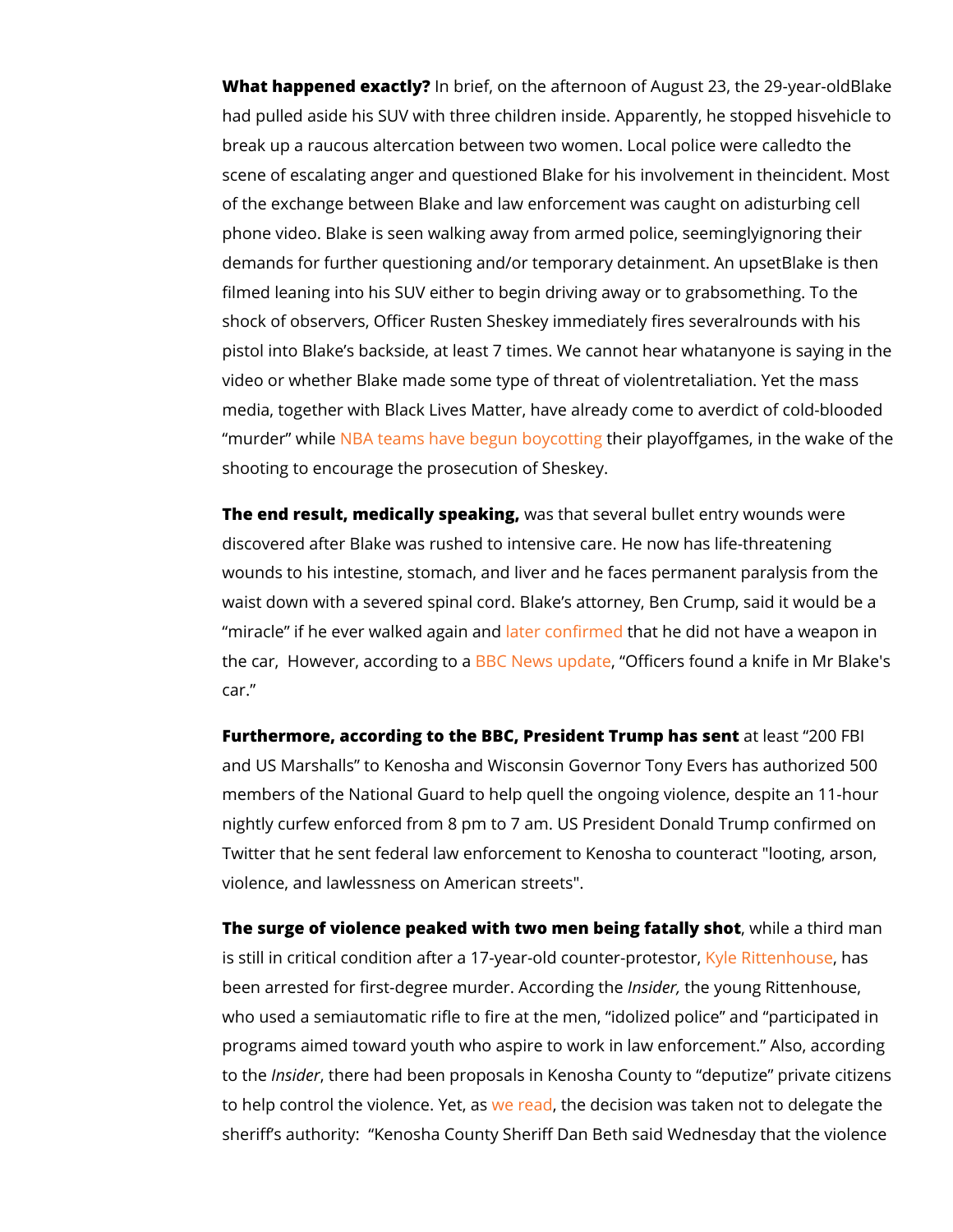**What happened exactly?** In brief, on the afternoon of August 23, the 29-year-oldBlake had pulled aside his SUV with three children inside. Apparently, he stopped hisvehicle to break up a raucous altercation between two women. Local police were calledto the scene of escalating anger and questioned Blake for his involvement in theincident. Most of the exchange between Blake and law enforcement was caught on adisturbing cell phone video. Blake is seen walking away from armed police, seeminglyignoring their demands for further questioning and/or temporary detainment. An upsetBlake is then filmed leaning into his SUV either to begin driving away or to grabsomething. To the shock of observers, Officer Rusten Sheskey immediately fires severalrounds with his pistol into Blake's backside, at least 7 times. We cannot hear whatanyone is saying in the video or whether Blake made some type of threat of violentretaliation. Yet the mass media, together with Black Lives Matter, have already come to averdict of cold-blooded "murder" while NBA teams have begun boycotting their playoffgames, in the wake of the shooting to encourage the prosecution of Sheskey.

**The end result, medically speaking,** was that several bullet entry wounds were discovered after Blake was rushed to intensive care. He now has life-threatening wounds to his intestine, stomach, and liver and he faces permanent paralysis from the waist down with a severed spinal cord. Blake's attorney, Ben Crump, said it would be a "miracle" if he ever walked again and later confirmed that he did not have a weapon in the car, However, according to a BBC News update, "Officers found a knife in Mr Blake's car."

**Furthermore, according to the BBC, President Trump has sent** at least "200 FBI and US Marshalls" to Kenosha and Wisconsin Governor Tony Evers has authorized 500 members of the National Guard to help quell the ongoing violence, despite an 11-hour nightly curfew enforced from 8 pm to 7 am. US President Donald Trump confirmed on Twitter that he sent federal law enforcement to Kenosha to counteract "looting, arson, violence, and lawlessness on American streets".

**The surge of violence peaked with two men being fatally shot**, while a third man is still in critical condition after a 17-year-old counter-protestor, Kyle Rittenhouse, has been arrested for first-degree murder. According the *Insider,* the young Rittenhouse, who used a semiautomatic rifle to fire at the men, "idolized police" and "participated in programs aimed toward youth who aspire to work in law enforcement." Also, according to the *Insider*, there had been proposals in Kenosha County to "deputize" private citizens to help control the violence. Yet, as we read, the decision was taken not to delegate the sheriff's authority: "Kenosha County Sheriff Dan Beth said Wednesday that the violence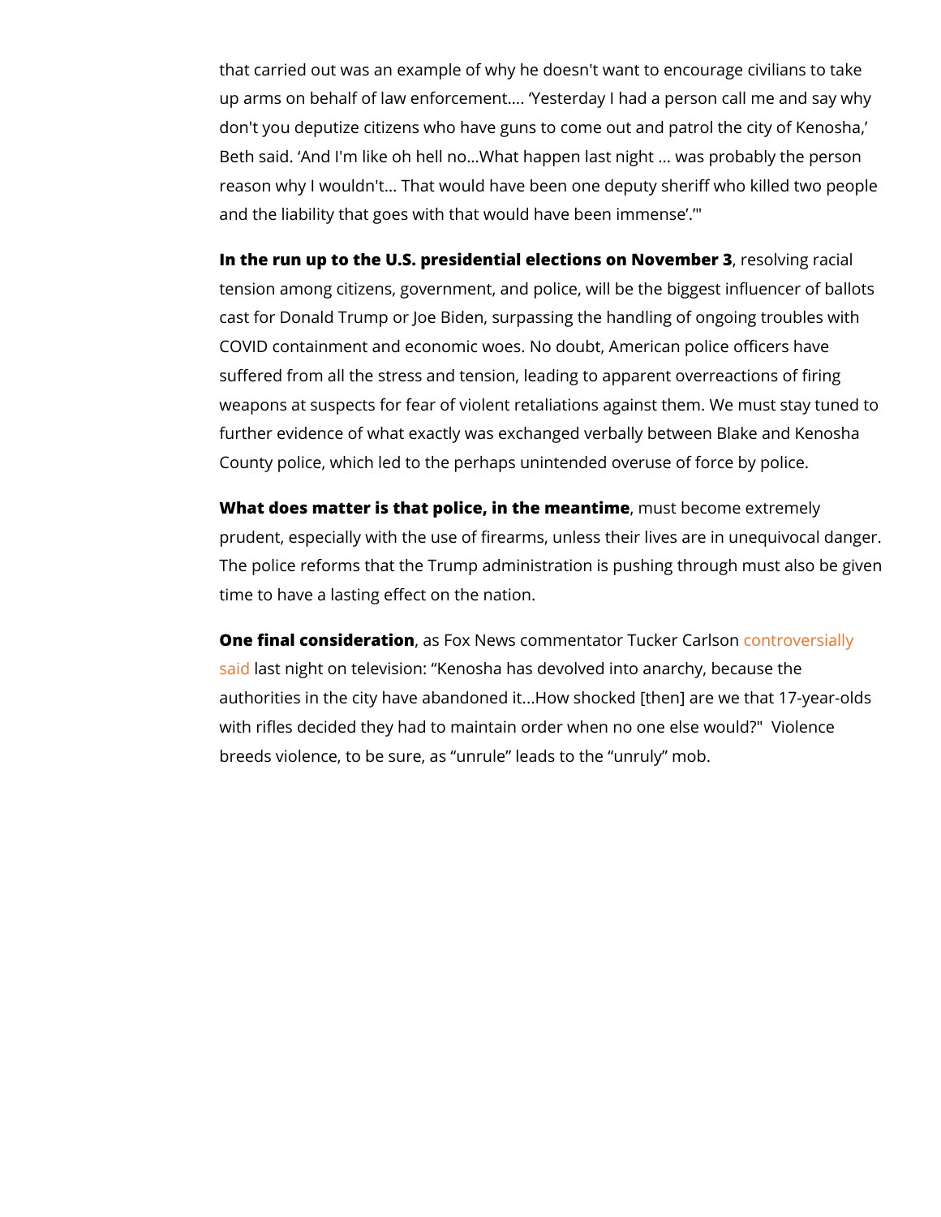that carried out was an example of why he doesn't want to encourage civilians to take up arms on behalf of law enforcement…. 'Yesterday I had a person call me and say why don't you deputize citizens who have guns to come out and patrol the city of Kenosha,' Beth said. 'And I'm like oh hell no…What happen last night … was probably the person reason why I wouldn't… That would have been one deputy sheriff who killed two people and the liability that goes with that would have been immense'.'"

**In the run up to the U.S. presidential elections on November 3**, resolving racial tension among citizens, government, and police, will be the biggest influencer of ballots cast for Donald Trump or Joe Biden, surpassing the handling of ongoing troubles with COVID containment and economic woes. No doubt, American police officers have suffered from all the stress and tension, leading to apparent overreactions of firing weapons at suspects for fear of violent retaliations against them. We must stay tuned to further evidence of what exactly was exchanged verbally between Blake and Kenosha County police, which led to the perhaps unintended overuse of force by police.

**What does matter is that police, in the meantime**, must become extremely prudent, especially with the use of firearms, unless their lives are in unequivocal danger. The police reforms that the Trump administration is pushing through must also be given time to have a lasting effect on the nation.

**One final consideration**, as Fox News commentator Tucker Carlson controversially said last night on television: "Kenosha has devolved into anarchy, because the authorities in the city have abandoned it…How shocked [then] are we that 17-year-olds with rifles decided they had to maintain order when no one else would?" Violence breeds violence, to be sure, as "unrule" leads to the "unruly" mob.